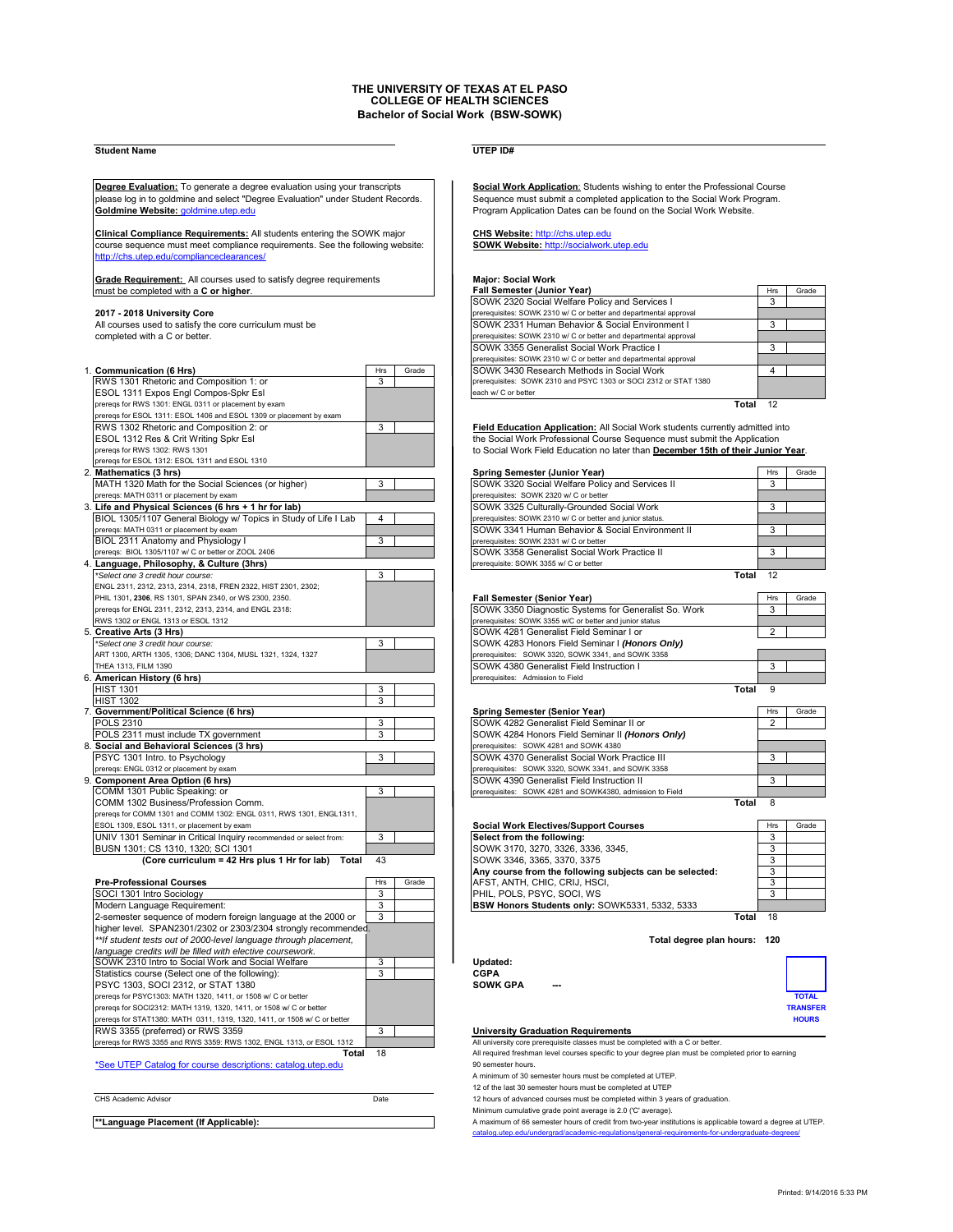# THE UNIVERSITY OF TEXAS AT EL PASO
## COLLEGE OF HEALTH SCIENCES
### Bachelor of Social Work (BSW-SOWK)

**Student Name** ______________________ **UTEP ID#** ______________________

**Degree Evaluation:** To generate a degree evaluation using your transcripts please log in to goldmine and select "Degree Evaluation" under Student Records.
**Goldmine Website:** goldmine.utep.edu

**Clinical Compliance Requirements:** All students entering the SOWK major course sequence must meet compliance requirements. See the following website: http://chs.utep.edu/complianceclearances/

**Grade Requirement:** All courses used to satisfy degree requirements must be completed with a **C or higher**.

**2017 - 2018 University Core**
All courses used to satisfy the core curriculum must be completed with a C or better.

| Course | Hrs | Grade |
|---|---|---|
| 1. **Communication (6 Hrs)** | | |
| RWS 1301 Rhetoric and Composition 1: or | 3 | |
| ESOL 1311 Expos Engl Compos-Spkr Esl | | |
| prereqs for RWS 1301: ENGL 0311 or placement by exam | | |
| prereqs for ESOL 1311: ESOL 1406 and ESOL 1309 or placement by exam | | |
| RWS 1302 Rhetoric and Composition 2: or | 3 | |
| ESOL 1312 Res & Crit Writing Spkr Esl | | |
| prereqs for RWS 1302: RWS 1301 | | |
| prereqs for ESOL 1312: ESOL 1311 and ESOL 1310 | | |
| 2. **Mathematics (3 hrs)** | | |
| MATH 1320 Math for the Social Sciences (or higher) | 3 | |
| prereqs: MATH 0311 or placement by exam | | |
| 3. **Life and Physical Sciences (6 hrs + 1 hr for lab)** | | |
| BIOL 1305/1107 General Biology w/ Topics in Study of Life I Lab | 4 | |
| prereqs: MATH 0311 or placement by exam | | |
| BIOL 2311 Anatomy and Physiology I | 3 | |
| prereqs: BIOL 1305/1107 w/ C or better or ZOOL 2406 | | |
| 4. **Language, Philosophy, & Culture (3hrs)** | | |
| *Select one 3 credit hour course: | 3 | |
| ENGL 2311, 2312, 2313, 2314, 2318, FREN 2322, HIST 2301, 2302; PHIL 1301, **2306**, RS 1301, SPAN 2340, or WS 2300, 2350. | | |
| prereqs for ENGL 2311, 2312, 2313, 2314, and ENGL 2318: RWS 1302 or ENGL 1313 or ESOL 1312 | | |
| 5. **Creative Arts (3 Hrs)** | | |
| *Select one 3 credit hour course: | 3 | |
| ART 1300, ARTH 1305, 1306; DANC 1304, MUSL 1321, 1324, 1327 THEA 1313, FILM 1390 | | |
| 6. **American History (6 hrs)** | | |
| HIST 1301 | 3 | |
| HIST 1302 | 3 | |
| 7. **Government/Political Science (6 hrs)** | | |
| POLS 2310 | 3 | |
| POLS 2311 must include TX government | 3 | |
| 8. **Social and Behavioral Sciences (3 hrs)** | | |
| PSYC 1301 Intro. to Psychology | 3 | |
| prereqs: ENGL 0312 or placement by exam | | |
| 9. **Component Area Option (6 hrs)** | | |
| COMM 1301 Public Speaking: or | 3 | |
| COMM 1302 Business/Profession Comm. | | |
| prereqs for COMM 1301 and COMM 1302: ENGL 0311, RWS 1301, ENGL1311, ESOL 1309, ESOL 1311, or placement by exam | | |
| UNIV 1301 Seminar in Critical Inquiry recommended or select from: | 3 | |
| BUSN 1301; CS 1310, 1320; SCI 1301 | | |
| **(Core curriculum = 42 Hrs plus 1 Hr for lab) Total** | 43 | |

| Pre-Professional Courses | Hrs | Grade |
|---|---|---|
| SOCI 1301 Intro Sociology | 3 | |
| Modern Language Requirement: | 3 | |
| 2-semester sequence of modern foreign language at the 2000 or higher level. SPAN2301/2302 or 2303/2304 strongly recommended. | 3 | |
| ***If student tests out of 2000-level language through placement, language credits will be filled with elective coursework.* | | |
| SOWK 2310 Intro to Social Work and Social Welfare | 3 | |
| Statistics course (Select one of the following): | 3 | |
| PSYC 1303, SOCI 2312, or STAT 1380 | | |
| prereqs for PSYC1303: MATH 1320, 1411, or 1508 w/ C or better | | |
| prereqs for SOCI2312: MATH 1319, 1320, 1411, or 1508 w/ C or better | | |
| prereqs for STAT1380: MATH 0311, 1319, 1320, 1411, or 1508 w/ C or better | | |
| RWS 3355 (preferred) or RWS 3359 | 3 | |
| prereqs for RWS 3355 and RWS 3359: RWS 1302, ENGL 1313, or ESOL 1312 | | |
| **Total** | 18 | |

*See UTEP Catalog for course descriptions: catalog.utep.edu

CHS Academic Advisor ______________________ Date ______________

**\*\*Language Placement (If Applicable):**

**Social Work Application**: Students wishing to enter the Professional Course Sequence must submit a completed application to the Social Work Program. Program Application Dates can be found on the Social Work Website.

**CHS Website:** http://chs.utep.edu
**SOWK Website:** http://socialwork.utep.edu

**Major: Social Work**

| Fall Semester (Junior Year) | Hrs | Grade |
|---|---|---|
| SOWK 2320 Social Welfare Policy and Services I | 3 | |
| prerequisites: SOWK 2310 w/ C or better and departmental approval | | |
| SOWK 2331 Human Behavior & Social Environment I | 3 | |
| prerequisites: SOWK 2310 w/ C or better and departmental approval | | |
| SOWK 3355 Generalist Social Work Practice I | 3 | |
| prerequisites: SOWK 2310 w/ C or better and departmental approval | | |
| SOWK 3430 Research Methods in Social Work | 4 | |
| prerequisites: SOWK 2310 and PSYC 1303 or SOCI 2312 or STAT 1380 each w/ C or better | | |
| **Total** | 12 | |

**Field Education Application:** All Social Work students currently admitted into the Social Work Professional Course Sequence must submit the Application to Social Work Field Education no later than **December 15th of their Junior Year**.

| Spring Semester (Junior Year) | Hrs | Grade |
|---|---|---|
| SOWK 3320 Social Welfare Policy and Services II | 3 | |
| prerequisites: SOWK 2320 w/ C or better | | |
| SOWK 3325 Culturally-Grounded Social Work | 3 | |
| prerequisites: SOWK 2310 w/ C or better and junior status. | | |
| SOWK 3341 Human Behavior & Social Environment II | 3 | |
| prerequisites: SOWK 2331 w/ C or better | | |
| SOWK 3358 Generalist Social Work Practice II | 3 | |
| prerequisite: SOWK 3355 w/ C or better | | |
| **Total** | 12 | |

| Fall Semester (Senior Year) | Hrs | Grade |
|---|---|---|
| SOWK 3350 Diagnostic Systems for Generalist So. Work | 3 | |
| prerequisites: SOWK 3355 w/C or better and junior status | | |
| SOWK 4281 Generalist Field Seminar I or | 2 | |
| SOWK 4283 Honors Field Seminar I ***(Honors Only)*** | | |
| prerequisites: SOWK 3320, SOWK 3341, and SOWK 3358 | | |
| SOWK 4380 Generalist Field Instruction I | 3 | |
| prerequisites: Admission to Field | | |
| **Total** | 9 | |

| Spring Semester (Senior Year) | Hrs | Grade |
|---|---|---|
| SOWK 4282 Generalist Field Seminar II or | 2 | |
| SOWK 4284 Honors Field Seminar II ***(Honors Only)*** | | |
| prerequisites: SOWK 4281 and SOWK 4380 | | |
| SOWK 4370 Generalist Social Work Practice III | 3 | |
| prerequisites: SOWK 3320, SOWK 3341, and SOWK 3358 | | |
| SOWK 4390 Generalist Field Instruction II | 3 | |
| prerequisites: SOWK 4281 and SOWK4380, admission to Field | | |
| **Total** | 8 | |

| Social Work Electives/Support Courses | Hrs | Grade |
|---|---|---|
| **Select from the following:** | 3 | |
| SOWK 3170, 3270, 3326, 3336, 3345, | 3 | |
| SOWK 3346, 3365, 3370, 3375 | 3 | |
| **Any course from the following subjects can be selected:** | 3 | |
| AFST, ANTH, CHIC, CRIJ, HSCI, | 3 | |
| PHIL, POLS, PSYC, SOCI, WS | 3 | |
| **BSW Honors Students only:** SOWK5331, 5332, 5333 | | |
| **Total** | 18 | |

**Total degree plan hours: 120**

**Updated:**
**CGPA**
**SOWK GPA** ---

**TOTAL TRANSFER HOURS**

**University Graduation Requirements**

All university core prerequisite classes must be completed with a C or better.
All required freshman level courses specific to your degree plan must be completed prior to earning 90 semester hours.
A minimum of 30 semester hours must be completed at UTEP.
12 of the last 30 semester hours must be completed at UTEP
12 hours of advanced courses must be completed within 3 years of graduation.
Minimum cumulative grade point average is 2.0 ('C' average).
A maximum of 66 semester hours of credit from two-year institutions is applicable toward a degree at UTEP.
catalog.utep.edu/undergrad/academic-regulations/general-requirements-for-undergraduate-degrees/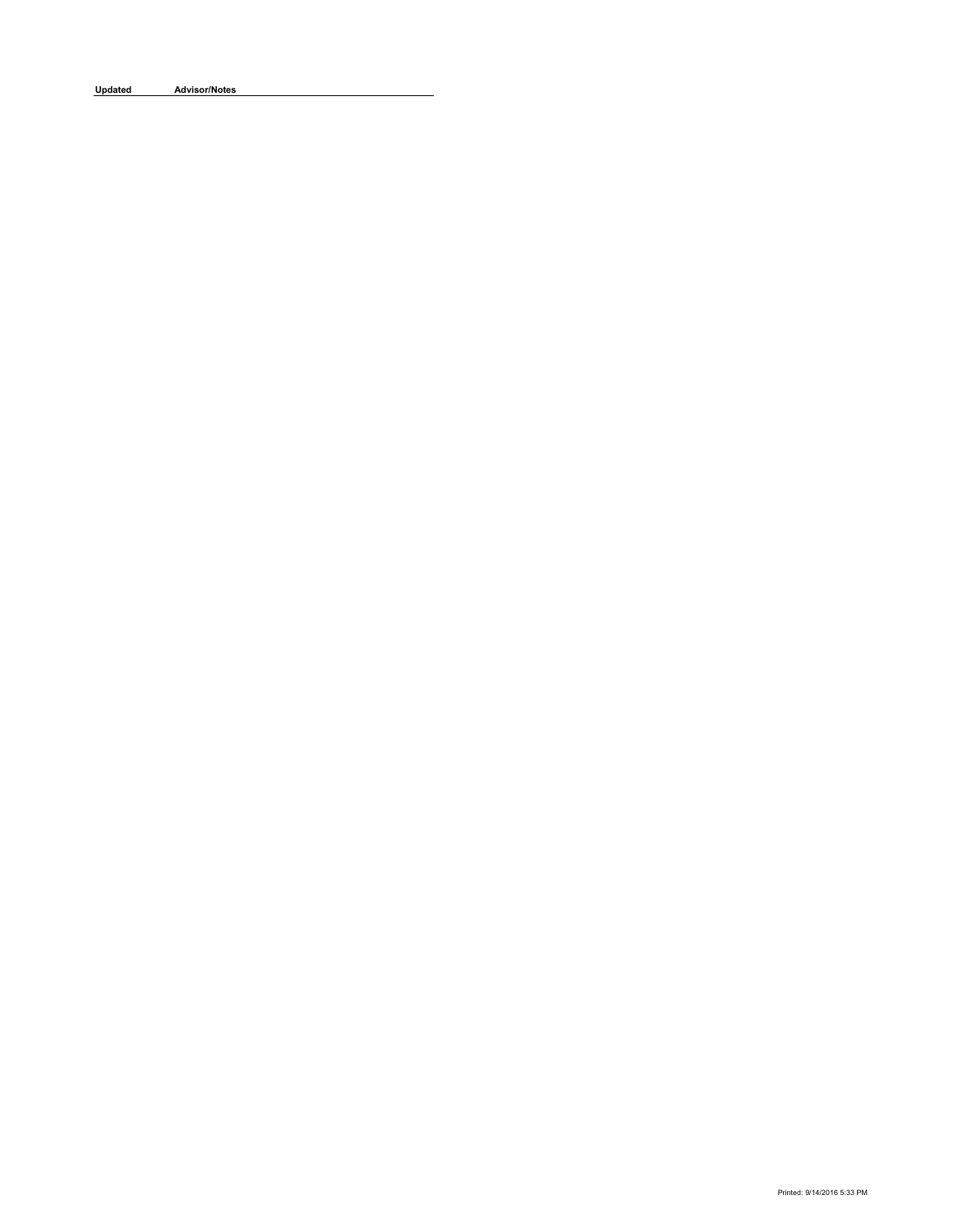| Updated | Advisor/Notes |
| --- | --- |

Printed: 9/14/2016 5:33 PM